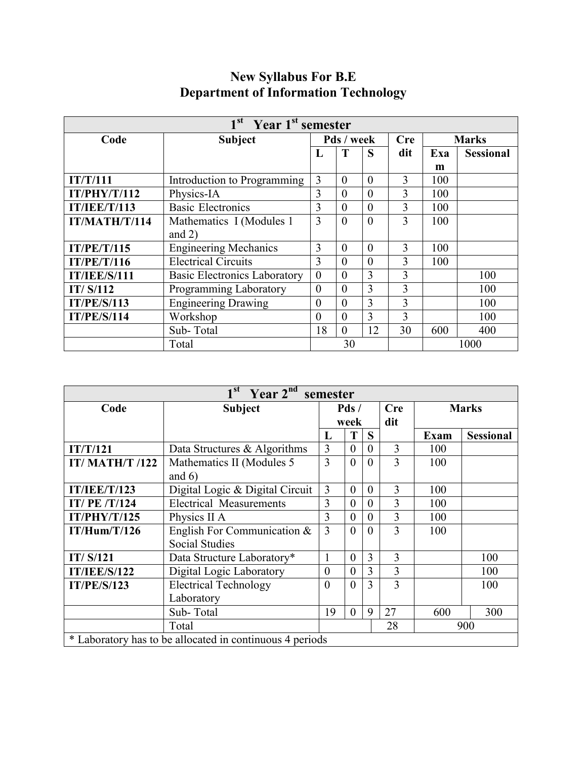# New Syllabus For B.E
# Department of Information Technology

| 1st Year 1st semester | | | | | | | |
|---|---|---|---|---|---|---|---|
| **Code** | **Subject** | **Pds / week** | | | **Credit** | **Marks** | |
| | | **L** | **T** | **S** | | **Exam** | **Sessional** |
| **IT/T/111** | Introduction to Programming | 3 | 0 | 0 | 3 | 100 | |
| **IT/PHY/T/112** | Physics-IA | 3 | 0 | 0 | 3 | 100 | |
| **IT/IEE/T/113** | Basic Electronics | 3 | 0 | 0 | 3 | 100 | |
| **IT/MATH/T/114** | Mathematics I (Modules 1 and 2) | 3 | 0 | 0 | 3 | 100 | |
| **IT/PE/T/115** | Engineering Mechanics | 3 | 0 | 0 | 3 | 100 | |
| **IT/PE/T/116** | Electrical Circuits | 3 | 0 | 0 | 3 | 100 | |
| **IT/IEE/S/111** | Basic Electronics Laboratory | 0 | 0 | 3 | 3 | | 100 |
| **IT/ S/112** | Programming Laboratory | 0 | 0 | 3 | 3 | | 100 |
| **IT/PE/S/113** | Engineering Drawing | 0 | 0 | 3 | 3 | | 100 |
| **IT/PE/S/114** | Workshop | 0 | 0 | 3 | 3 | | 100 |
| | Sub- Total | 18 | 0 | 12 | 30 | 600 | 400 |
| | Total | 30 | | | | 1000 | |

| 1st Year 2nd semester | | | | | | | |
|---|---|---|---|---|---|---|---|
| **Code** | **Subject** | **Pds / week** | | | **Credit** | **Marks** | |
| | | **L** | **T** | **S** | | **Exam** | **Sessional** |
| **IT/T/121** | Data Structures & Algorithms | 3 | 0 | 0 | 3 | 100 | |
| **IT/ MATH/T /122** | Mathematics II (Modules 5 and 6) | 3 | 0 | 0 | 3 | 100 | |
| **IT/IEE/T/123** | Digital Logic & Digital Circuit | 3 | 0 | 0 | 3 | 100 | |
| **IT/ PE /T/124** | Electrical Measurements | 3 | 0 | 0 | 3 | 100 | |
| **IT/PHY/T/125** | Physics II A | 3 | 0 | 0 | 3 | 100 | |
| **IT/Hum/T/126** | English For Communication & Social Studies | 3 | 0 | 0 | 3 | 100 | |
| **IT/ S/121** | Data Structure Laboratory* | 1 | 0 | 3 | 3 | | 100 |
| **IT/IEE/S/122** | Digital Logic Laboratory | 0 | 0 | 3 | 3 | | 100 |
| **IT/PE/S/123** | Electrical Technology Laboratory | 0 | 0 | 3 | 3 | | 100 |
| | Sub- Total | 19 | 0 | 9 | 27 | 600 | 300 |
| | Total | | | | 28 | 900 | |
| * Laboratory has to be allocated in continuous 4 periods | | | | | | | |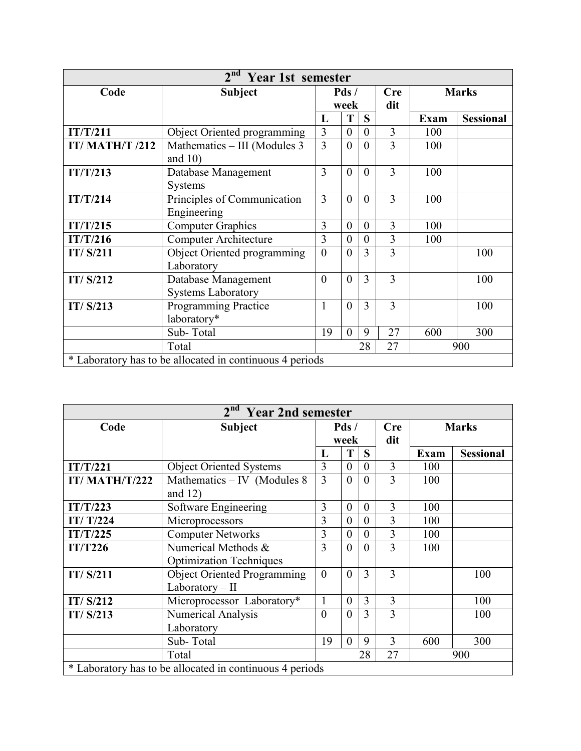| 2nd Year 1st semester | | | | | | | |
|---|---|---|---|---|---|---|---|
| **Code** | **Subject** | **Pds / week** | | | **Credit** | **Marks** | |
| | | **L** | **T** | **S** | | **Exam** | **Sessional** |
| **IT/T/211** | Object Oriented programming | 3 | 0 | 0 | 3 | 100 | |
| **IT/ MATH/T /212** | Mathematics – III (Modules 3 and 10) | 3 | 0 | 0 | 3 | 100 | |
| **IT/T/213** | Database Management Systems | 3 | 0 | 0 | 3 | 100 | |
| **IT/T/214** | Principles of Communication Engineering | 3 | 0 | 0 | 3 | 100 | |
| **IT/T/215** | Computer Graphics | 3 | 0 | 0 | 3 | 100 | |
| **IT/T/216** | Computer Architecture | 3 | 0 | 0 | 3 | 100 | |
| **IT/ S/211** | Object Oriented programming Laboratory | 0 | 0 | 3 | 3 | | 100 |
| **IT/ S/212** | Database Management Systems Laboratory | 0 | 0 | 3 | 3 | | 100 |
| **IT/ S/213** | Programming Practice laboratory* | 1 | 0 | 3 | 3 | | 100 |
| | Sub- Total | 19 | 0 | 9 | 27 | 600 | 300 |
| | Total | 28 | | | 27 | 900 | |
| * Laboratory has to be allocated in continuous 4 periods | | | | | | | |

| 2nd Year 2nd semester | | | | | | | |
|---|---|---|---|---|---|---|---|
| **Code** | **Subject** | **Pds / week** | | | **Credit** | **Marks** | |
| | | **L** | **T** | **S** | | **Exam** | **Sessional** |
| **IT/T/221** | Object Oriented Systems | 3 | 0 | 0 | 3 | 100 | |
| **IT/ MATH/T/222** | Mathematics – IV (Modules 8 and 12) | 3 | 0 | 0 | 3 | 100 | |
| **IT/T/223** | Software Engineering | 3 | 0 | 0 | 3 | 100 | |
| **IT/ T/224** | Microprocessors | 3 | 0 | 0 | 3 | 100 | |
| **IT/T/225** | Computer Networks | 3 | 0 | 0 | 3 | 100 | |
| **IT/T226** | Numerical Methods & Optimization Techniques | 3 | 0 | 0 | 3 | 100 | |
| **IT/ S/211** | Object Oriented Programming Laboratory – II | 0 | 0 | 3 | 3 | | 100 |
| **IT/ S/212** | Microprocessor Laboratory* | 1 | 0 | 3 | 3 | | 100 |
| **IT/ S/213** | Numerical Analysis Laboratory | 0 | 0 | 3 | 3 | | 100 |
| | Sub- Total | 19 | 0 | 9 | 3 | 600 | 300 |
| | Total | 28 | | | 27 | 900 | |
| * Laboratory has to be allocated in continuous 4 periods | | | | | | | |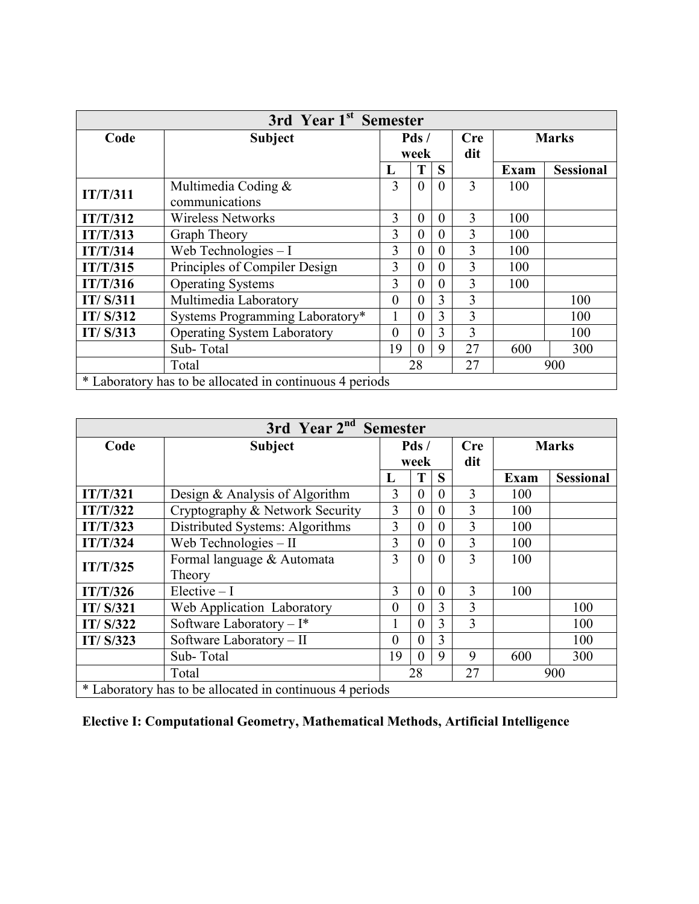| 3rd Year 1st Semester | | | | | | | |
|---|---|---|---|---|---|---|---|
| **Code** | **Subject** | **Pds / week** | | | **Credit** | **Marks** | |
| | | **L** | **T** | **S** | | **Exam** | **Sessional** |
| **IT/T/311** | Multimedia Coding & communications | 3 | 0 | 0 | 3 | 100 | |
| **IT/T/312** | Wireless Networks | 3 | 0 | 0 | 3 | 100 | |
| **IT/T/313** | Graph Theory | 3 | 0 | 0 | 3 | 100 | |
| **IT/T/314** | Web Technologies – I | 3 | 0 | 0 | 3 | 100 | |
| **IT/T/315** | Principles of Compiler Design | 3 | 0 | 0 | 3 | 100 | |
| **IT/T/316** | Operating Systems | 3 | 0 | 0 | 3 | 100 | |
| **IT/ S/311** | Multimedia Laboratory | 0 | 0 | 3 | 3 | | 100 |
| **IT/ S/312** | Systems Programming Laboratory* | 1 | 0 | 3 | 3 | | 100 |
| **IT/ S/313** | Operating System Laboratory | 0 | 0 | 3 | 3 | | 100 |
| | Sub- Total | 19 | 0 | 9 | 27 | 600 | 300 |
| | Total | 28 | | | 27 | 900 | |
| * Laboratory has to be allocated in continuous 4 periods | | | | | | | |

| 3rd Year 2nd Semester | | | | | | | |
|---|---|---|---|---|---|---|---|
| **Code** | **Subject** | **Pds / week** | | | **Credit** | **Marks** | |
| | | **L** | **T** | **S** | | **Exam** | **Sessional** |
| **IT/T/321** | Design & Analysis of Algorithm | 3 | 0 | 0 | 3 | 100 | |
| **IT/T/322** | Cryptography & Network Security | 3 | 0 | 0 | 3 | 100 | |
| **IT/T/323** | Distributed Systems: Algorithms | 3 | 0 | 0 | 3 | 100 | |
| **IT/T/324** | Web Technologies – II | 3 | 0 | 0 | 3 | 100 | |
| **IT/T/325** | Formal language & Automata Theory | 3 | 0 | 0 | 3 | 100 | |
| **IT/T/326** | Elective – I | 3 | 0 | 0 | 3 | 100 | |
| **IT/ S/321** | Web Application Laboratory | 0 | 0 | 3 | 3 | | 100 |
| **IT/ S/322** | Software Laboratory – I* | 1 | 0 | 3 | 3 | | 100 |
| **IT/ S/323** | Software Laboratory – II | 0 | 0 | 3 | | | 100 |
| | Sub- Total | 19 | 0 | 9 | 9 | 600 | 300 |
| | Total | 28 | | | 27 | 900 | |
| * Laboratory has to be allocated in continuous 4 periods | | | | | | | |

**Elective I: Computational Geometry, Mathematical Methods, Artificial Intelligence**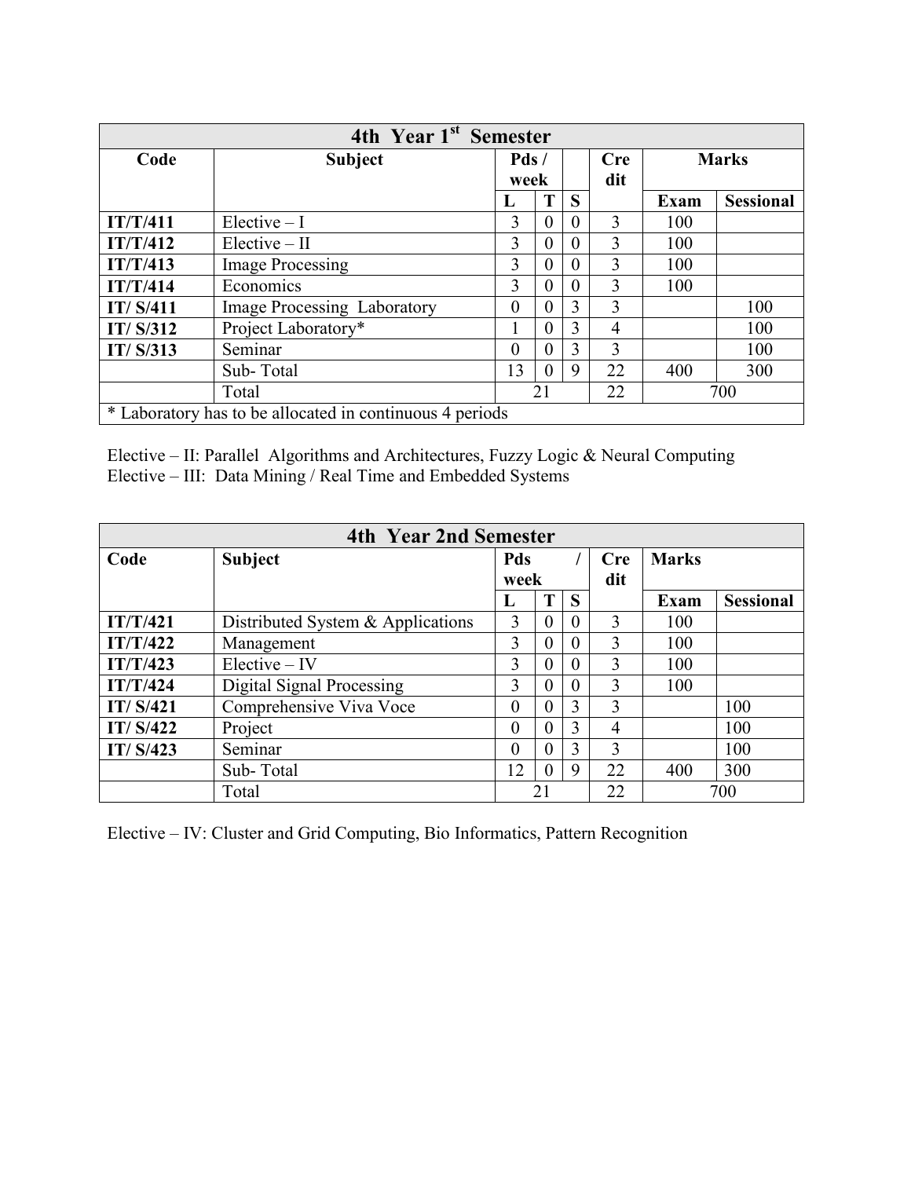| 4th Year 1st Semester | | | | | | | |
|---|---|---|---|---|---|---|---|
| Code | Subject | Pds / week | | | Credit | Marks | |
| | | L | T | S | | Exam | Sessional |
| **IT/T/411** | Elective – I | 3 | 0 | 0 | 3 | 100 | |
| **IT/T/412** | Elective – II | 3 | 0 | 0 | 3 | 100 | |
| **IT/T/413** | Image Processing | 3 | 0 | 0 | 3 | 100 | |
| **IT/T/414** | Economics | 3 | 0 | 0 | 3 | 100 | |
| **IT/ S/411** | Image Processing Laboratory | 0 | 0 | 3 | 3 | | 100 |
| **IT/ S/312** | Project Laboratory* | 1 | 0 | 3 | 4 | | 100 |
| **IT/ S/313** | Seminar | 0 | 0 | 3 | 3 | | 100 |
| | Sub- Total | 13 | 0 | 9 | 22 | 400 | 300 |
| | Total | 21 | | | 22 | 700 | |
| * Laboratory has to be allocated in continuous 4 periods | | | | | | | |

Elective – II: Parallel Algorithms and Architectures, Fuzzy Logic & Neural Computing
Elective – III: Data Mining / Real Time and Embedded Systems

| 4th Year 2nd Semester | | | | | | | |
|---|---|---|---|---|---|---|---|
| Code | Subject | Pds / week | | | Credit | Marks | |
| | | L | T | S | | Exam | Sessional |
| **IT/T/421** | Distributed System & Applications | 3 | 0 | 0 | 3 | 100 | |
| **IT/T/422** | Management | 3 | 0 | 0 | 3 | 100 | |
| **IT/T/423** | Elective – IV | 3 | 0 | 0 | 3 | 100 | |
| **IT/T/424** | Digital Signal Processing | 3 | 0 | 0 | 3 | 100 | |
| **IT/ S/421** | Comprehensive Viva Voce | 0 | 0 | 3 | 3 | | 100 |
| **IT/ S/422** | Project | 0 | 0 | 3 | 4 | | 100 |
| **IT/ S/423** | Seminar | 0 | 0 | 3 | 3 | | 100 |
| | Sub- Total | 12 | 0 | 9 | 22 | 400 | 300 |
| | Total | 21 | | | 22 | 700 | |

Elective – IV: Cluster and Grid Computing, Bio Informatics, Pattern Recognition